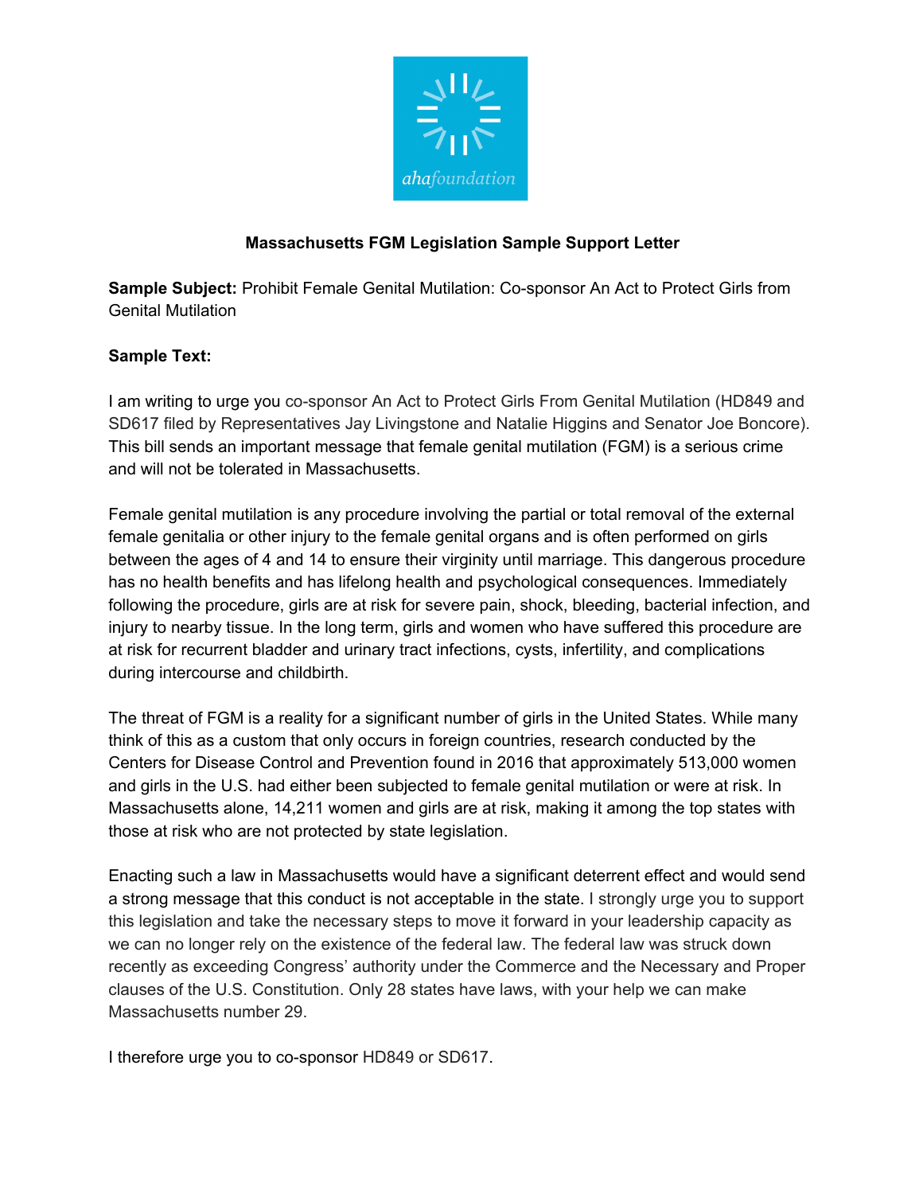# Massachusetts FGM Legislation Sample Support Letter

**Sample Subject:** Prohibit Female Genital Mutilation: Co-sponsor An Act to Protect Girls from Genital Mutilation

**Sample Text:**

I am writing to urge you co-sponsor An Act to Protect Girls From Genital Mutilation (HD849 and SD617 filed by Representatives Jay Livingstone and Natalie Higgins and Senator Joe Boncore). This bill sends an important message that female genital mutilation (FGM) is a serious crime and will not be tolerated in Massachusetts.

Female genital mutilation is any procedure involving the partial or total removal of the external female genitalia or other injury to the female genital organs and is often performed on girls between the ages of 4 and 14 to ensure their virginity until marriage. This dangerous procedure has no health benefits and has lifelong health and psychological consequences. Immediately following the procedure, girls are at risk for severe pain, shock, bleeding, bacterial infection, and injury to nearby tissue. In the long term, girls and women who have suffered this procedure are at risk for recurrent bladder and urinary tract infections, cysts, infertility, and complications during intercourse and childbirth.

The threat of FGM is a reality for a significant number of girls in the United States. While many think of this as a custom that only occurs in foreign countries, research conducted by the Centers for Disease Control and Prevention found in 2016 that approximately 513,000 women and girls in the U.S. had either been subjected to female genital mutilation or were at risk. In Massachusetts alone, 14,211 women and girls are at risk, making it among the top states with those at risk who are not protected by state legislation.

Enacting such a law in Massachusetts would have a significant deterrent effect and would send a strong message that this conduct is not acceptable in the state. I strongly urge you to support this legislation and take the necessary steps to move it forward in your leadership capacity as we can no longer rely on the existence of the federal law. The federal law was struck down recently as exceeding Congress' authority under the Commerce and the Necessary and Proper clauses of the U.S. Constitution. Only 28 states have laws, with your help we can make Massachusetts number 29.

I therefore urge you to co-sponsor HD849 or SD617.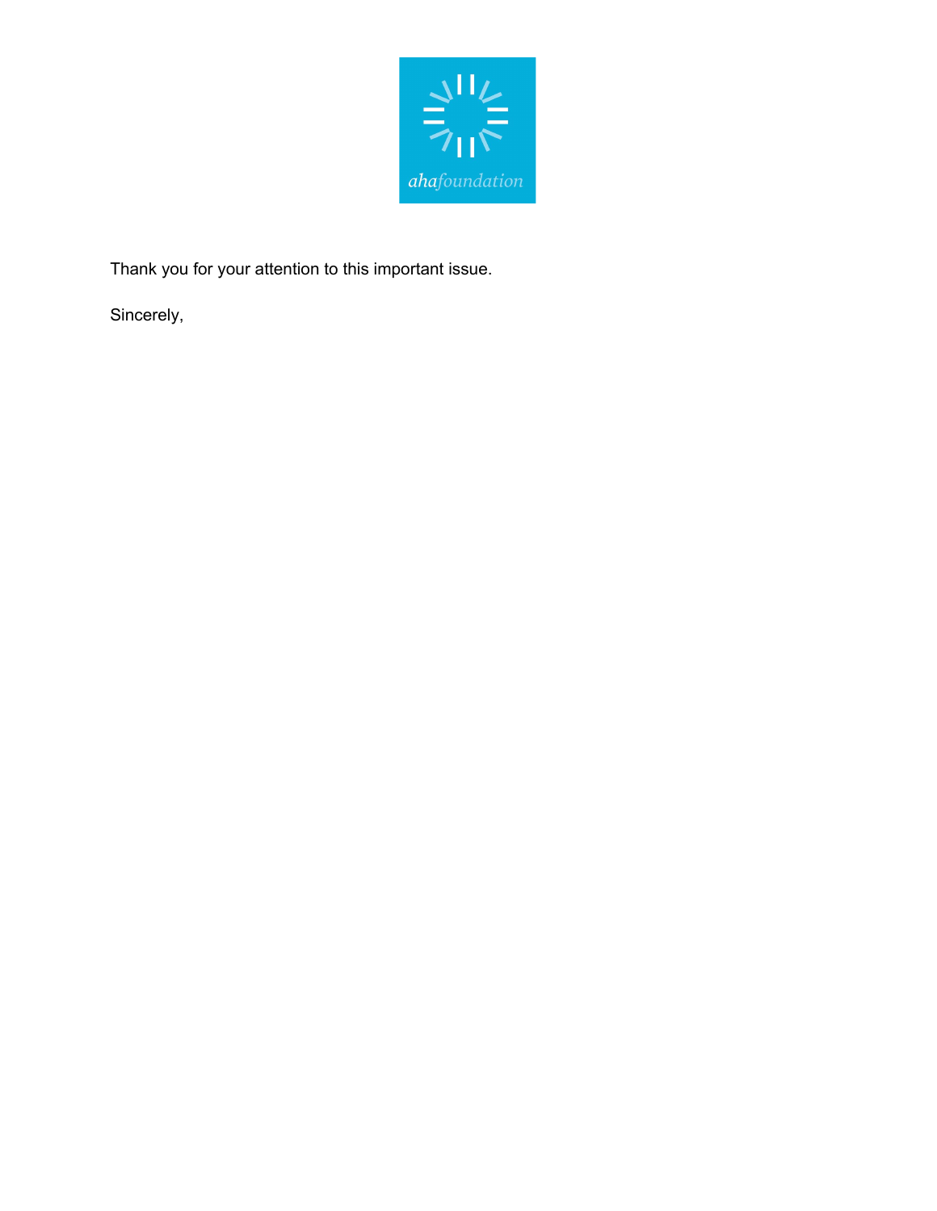Thank you for your attention to this important issue.

Sincerely,